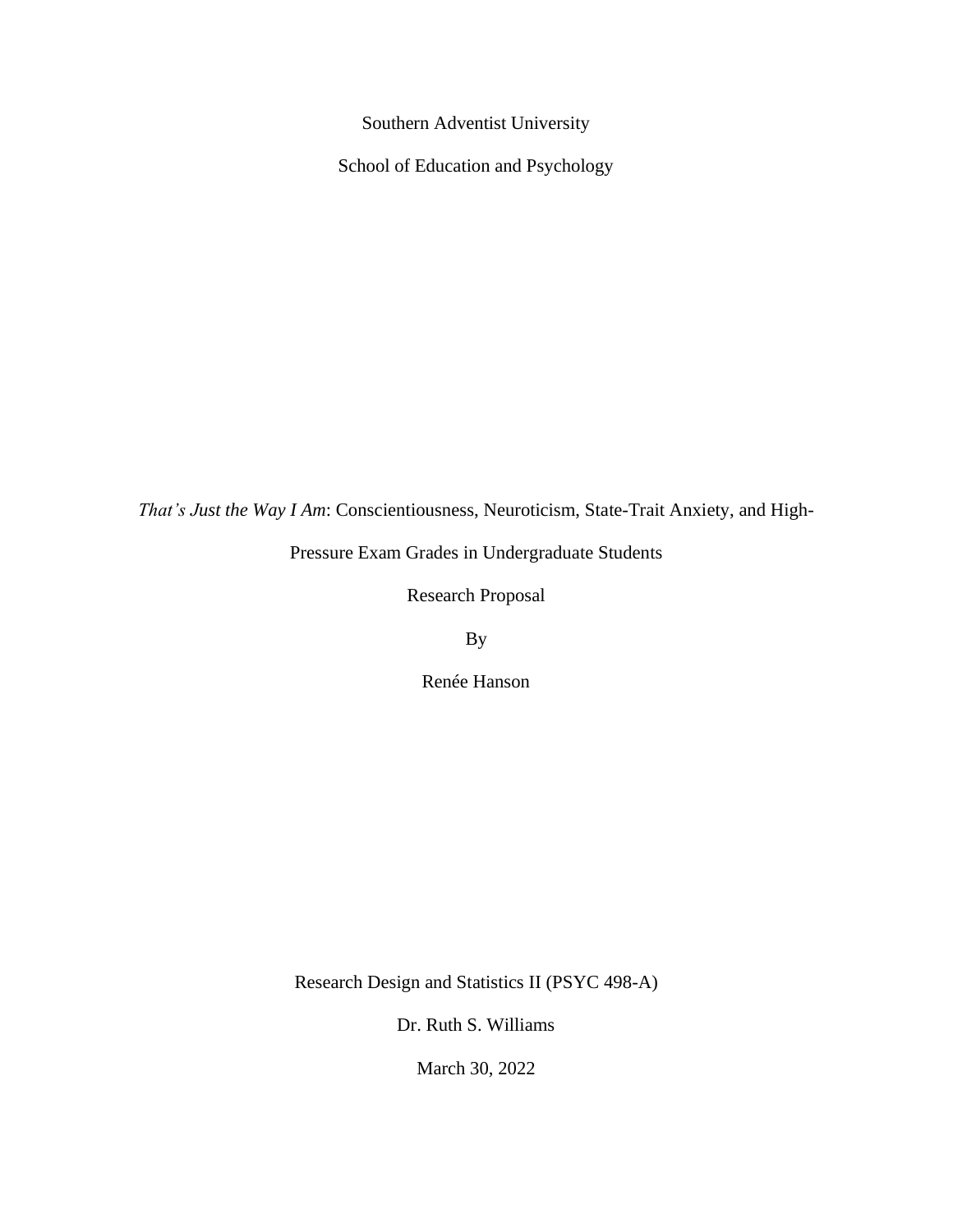Southern Adventist University

School of Education and Psychology

*That's Just the Way I Am*: Conscientiousness, Neuroticism, State-Trait Anxiety, and High-Pressure Exam Grades in Undergraduate Students

Research Proposal

By

Renée Hanson

Research Design and Statistics II (PSYC 498-A)

Dr. Ruth S. Williams

March 30, 2022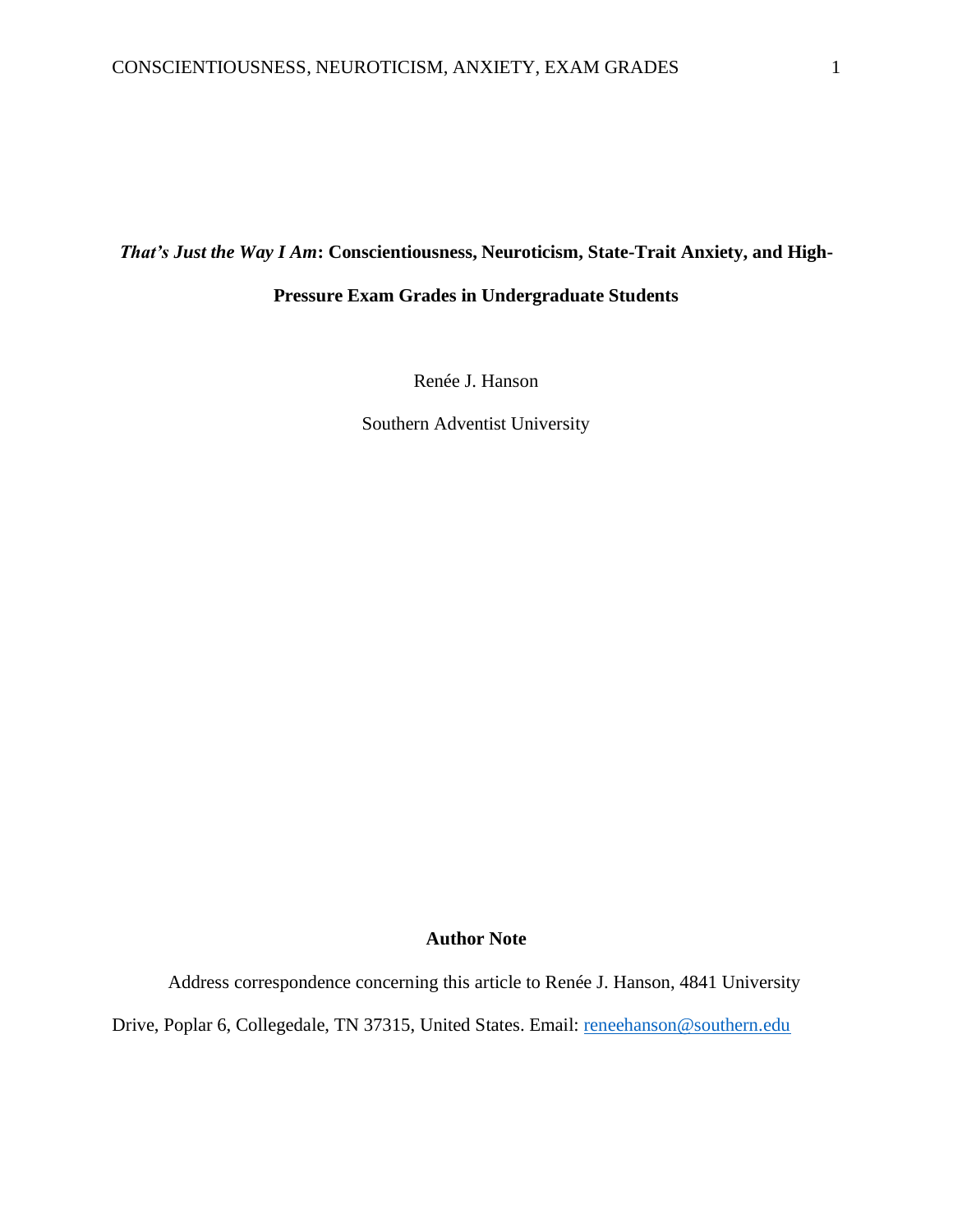# *That's Just the Way I Am*: Conscientiousness, Neuroticism, State-Trait Anxiety, and High-Pressure Exam Grades in Undergraduate Students

Renée J. Hanson

Southern Adventist University

**Author Note**

Address correspondence concerning this article to Renée J. Hanson, 4841 University Drive, Poplar 6, Collegedale, TN 37315, United States. Email: reneehanson@southern.edu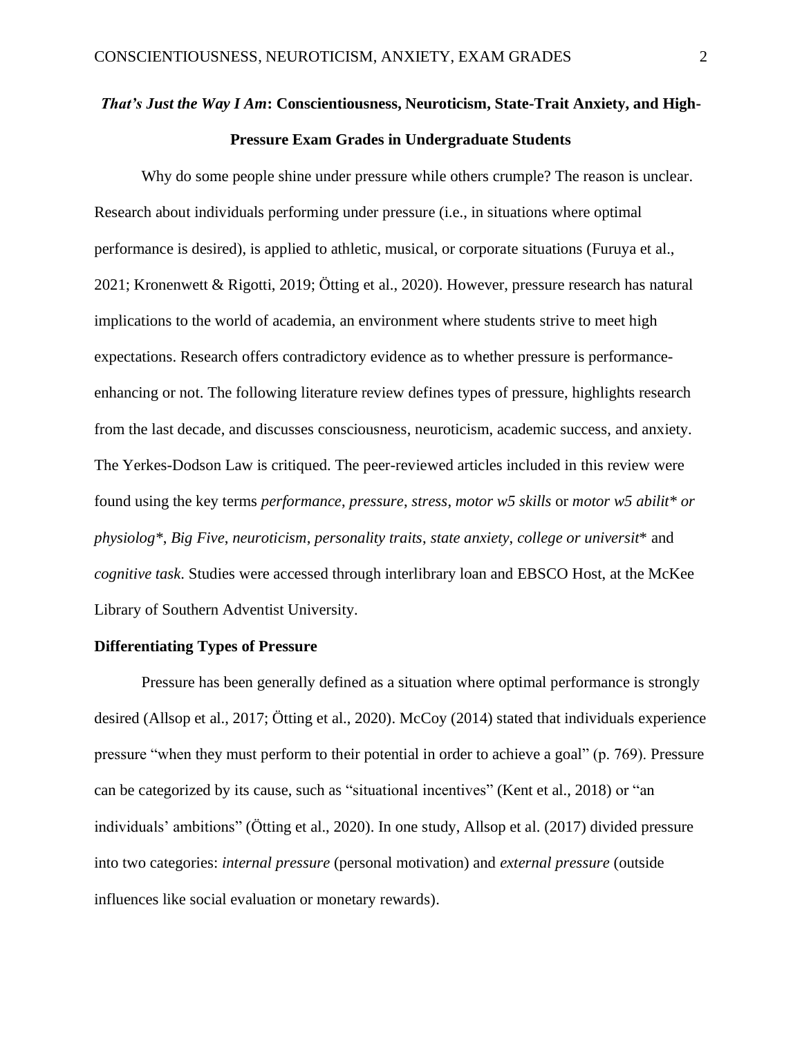# *That's Just the Way I Am*: Conscientiousness, Neuroticism, State-Trait Anxiety, and High-Pressure Exam Grades in Undergraduate Students

Why do some people shine under pressure while others crumple? The reason is unclear. Research about individuals performing under pressure (i.e., in situations where optimal performance is desired), is applied to athletic, musical, or corporate situations (Furuya et al., 2021; Kronenwett & Rigotti, 2019; Ötting et al., 2020). However, pressure research has natural implications to the world of academia, an environment where students strive to meet high expectations. Research offers contradictory evidence as to whether pressure is performance-enhancing or not. The following literature review defines types of pressure, highlights research from the last decade, and discusses consciousness, neuroticism, academic success, and anxiety. The Yerkes-Dodson Law is critiqued. The peer-reviewed articles included in this review were found using the key terms *performance*, *pressure*, *stress*, *motor w5 skills* or *motor w5 abilit\* or physiolog\**, *Big Five*, *neuroticism*, *personality traits*, *state anxiety*, *college or universit*\* and *cognitive task*. Studies were accessed through interlibrary loan and EBSCO Host, at the McKee Library of Southern Adventist University.

## Differentiating Types of Pressure

Pressure has been generally defined as a situation where optimal performance is strongly desired (Allsop et al., 2017; Ötting et al., 2020). McCoy (2014) stated that individuals experience pressure "when they must perform to their potential in order to achieve a goal" (p. 769). Pressure can be categorized by its cause, such as "situational incentives" (Kent et al., 2018) or "an individuals' ambitions" (Ötting et al., 2020). In one study, Allsop et al. (2017) divided pressure into two categories: *internal pressure* (personal motivation) and *external pressure* (outside influences like social evaluation or monetary rewards).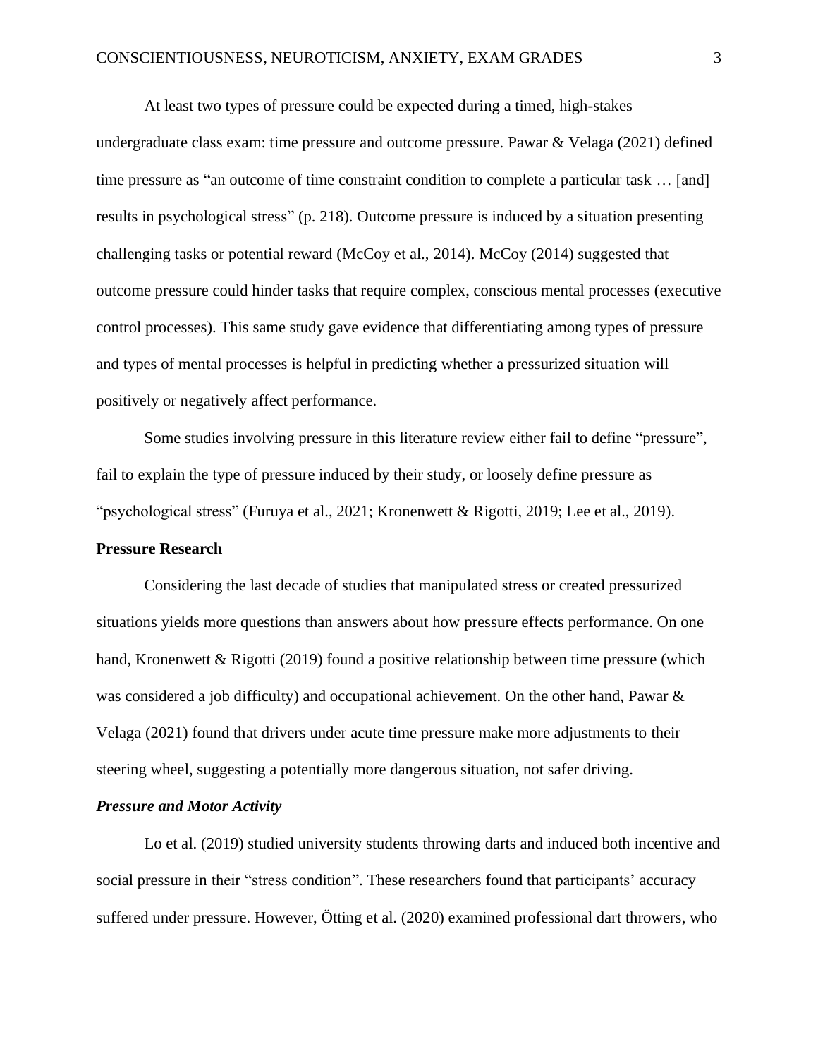At least two types of pressure could be expected during a timed, high-stakes undergraduate class exam: time pressure and outcome pressure. Pawar & Velaga (2021) defined time pressure as "an outcome of time constraint condition to complete a particular task … [and] results in psychological stress" (p. 218). Outcome pressure is induced by a situation presenting challenging tasks or potential reward (McCoy et al., 2014). McCoy (2014) suggested that outcome pressure could hinder tasks that require complex, conscious mental processes (executive control processes). This same study gave evidence that differentiating among types of pressure and types of mental processes is helpful in predicting whether a pressurized situation will positively or negatively affect performance.

Some studies involving pressure in this literature review either fail to define "pressure", fail to explain the type of pressure induced by their study, or loosely define pressure as "psychological stress" (Furuya et al., 2021; Kronenwett & Rigotti, 2019; Lee et al., 2019).

## Pressure Research

Considering the last decade of studies that manipulated stress or created pressurized situations yields more questions than answers about how pressure effects performance. On one hand, Kronenwett & Rigotti (2019) found a positive relationship between time pressure (which was considered a job difficulty) and occupational achievement. On the other hand, Pawar & Velaga (2021) found that drivers under acute time pressure make more adjustments to their steering wheel, suggesting a potentially more dangerous situation, not safer driving.

### *Pressure and Motor Activity*

Lo et al. (2019) studied university students throwing darts and induced both incentive and social pressure in their "stress condition". These researchers found that participants' accuracy suffered under pressure. However, Ötting et al. (2020) examined professional dart throwers, who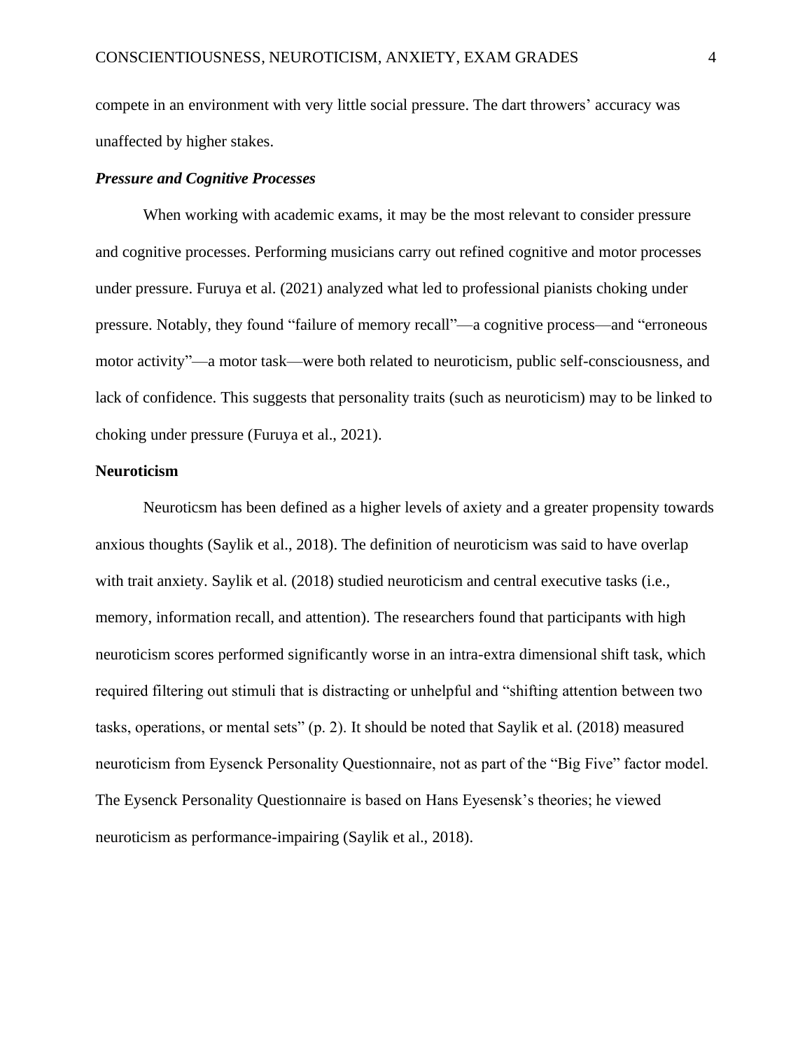compete in an environment with very little social pressure. The dart throwers' accuracy was unaffected by higher stakes.

### *Pressure and Cognitive Processes*

When working with academic exams, it may be the most relevant to consider pressure and cognitive processes. Performing musicians carry out refined cognitive and motor processes under pressure. Furuya et al. (2021) analyzed what led to professional pianists choking under pressure. Notably, they found "failure of memory recall"—a cognitive process—and "erroneous motor activity"—a motor task—were both related to neuroticism, public self-consciousness, and lack of confidence. This suggests that personality traits (such as neuroticism) may to be linked to choking under pressure (Furuya et al., 2021).

## Neuroticism

Neuroticsm has been defined as a higher levels of axiety and a greater propensity towards anxious thoughts (Saylik et al., 2018). The definition of neuroticism was said to have overlap with trait anxiety. Saylik et al. (2018) studied neuroticism and central executive tasks (i.e., memory, information recall, and attention). The researchers found that participants with high neuroticism scores performed significantly worse in an intra-extra dimensional shift task, which required filtering out stimuli that is distracting or unhelpful and "shifting attention between two tasks, operations, or mental sets" (p. 2). It should be noted that Saylik et al. (2018) measured neuroticism from Eysenck Personality Questionnaire, not as part of the "Big Five" factor model. The Eysenck Personality Questionnaire is based on Hans Eyesensk's theories; he viewed neuroticism as performance-impairing (Saylik et al., 2018).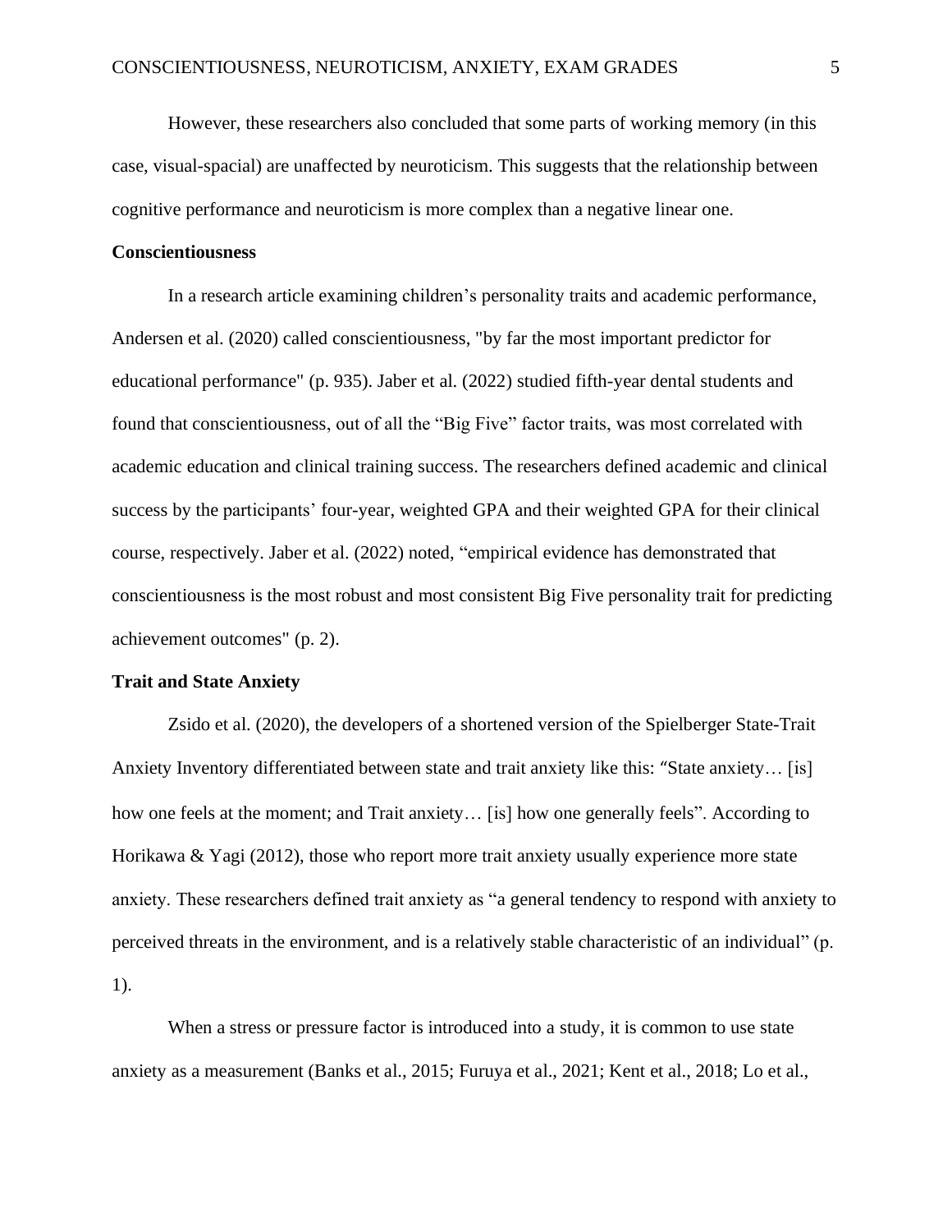However, these researchers also concluded that some parts of working memory (in this case, visual-spacial) are unaffected by neuroticism. This suggests that the relationship between cognitive performance and neuroticism is more complex than a negative linear one.

## Conscientiousness

In a research article examining children's personality traits and academic performance, Andersen et al. (2020) called conscientiousness, "by far the most important predictor for educational performance" (p. 935). Jaber et al. (2022) studied fifth-year dental students and found that conscientiousness, out of all the "Big Five" factor traits, was most correlated with academic education and clinical training success. The researchers defined academic and clinical success by the participants' four-year, weighted GPA and their weighted GPA for their clinical course, respectively. Jaber et al. (2022) noted, "empirical evidence has demonstrated that conscientiousness is the most robust and most consistent Big Five personality trait for predicting achievement outcomes" (p. 2).

## Trait and State Anxiety

Zsido et al. (2020), the developers of a shortened version of the Spielberger State-Trait Anxiety Inventory differentiated between state and trait anxiety like this: "State anxiety… [is] how one feels at the moment; and Trait anxiety… [is] how one generally feels". According to Horikawa & Yagi (2012), those who report more trait anxiety usually experience more state anxiety. These researchers defined trait anxiety as "a general tendency to respond with anxiety to perceived threats in the environment, and is a relatively stable characteristic of an individual" (p. 1).

When a stress or pressure factor is introduced into a study, it is common to use state anxiety as a measurement (Banks et al., 2015; Furuya et al., 2021; Kent et al., 2018; Lo et al.,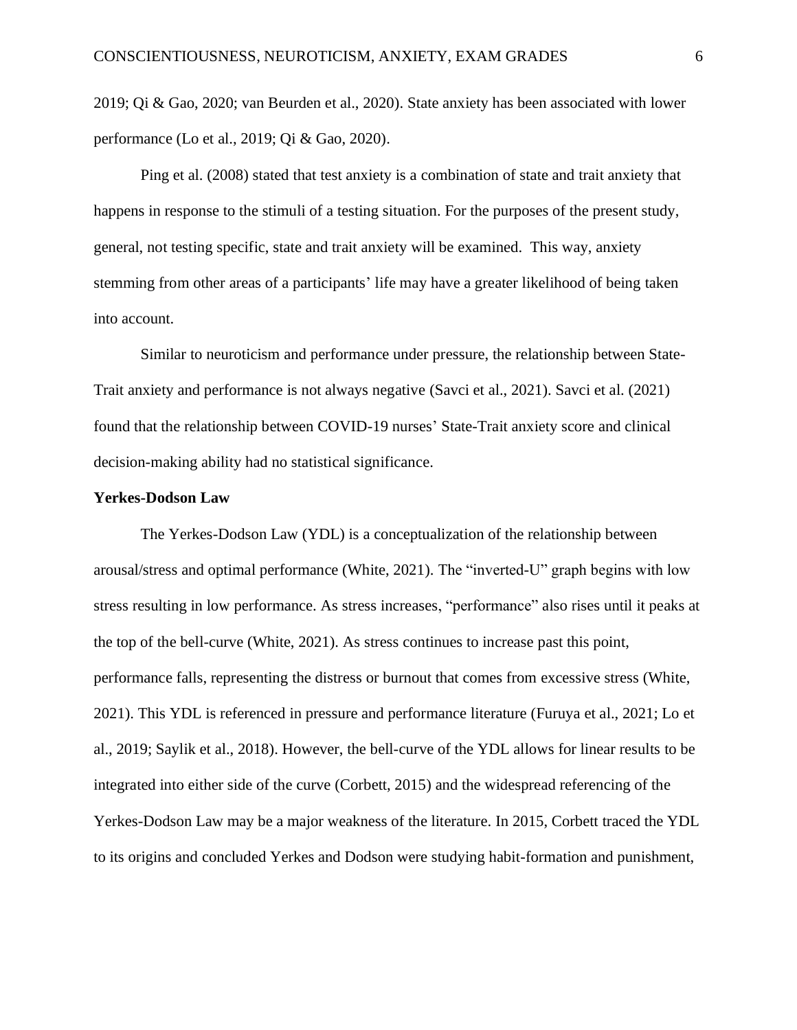2019; Qi & Gao, 2020; van Beurden et al., 2020). State anxiety has been associated with lower performance (Lo et al., 2019; Qi & Gao, 2020).

Ping et al. (2008) stated that test anxiety is a combination of state and trait anxiety that happens in response to the stimuli of a testing situation. For the purposes of the present study, general, not testing specific, state and trait anxiety will be examined. This way, anxiety stemming from other areas of a participants' life may have a greater likelihood of being taken into account.

Similar to neuroticism and performance under pressure, the relationship between State-Trait anxiety and performance is not always negative (Savci et al., 2021). Savci et al. (2021) found that the relationship between COVID-19 nurses' State-Trait anxiety score and clinical decision-making ability had no statistical significance.

**Yerkes-Dodson Law**

The Yerkes-Dodson Law (YDL) is a conceptualization of the relationship between arousal/stress and optimal performance (White, 2021). The "inverted-U" graph begins with low stress resulting in low performance. As stress increases, "performance" also rises until it peaks at the top of the bell-curve (White, 2021). As stress continues to increase past this point, performance falls, representing the distress or burnout that comes from excessive stress (White, 2021). This YDL is referenced in pressure and performance literature (Furuya et al., 2021; Lo et al., 2019; Saylik et al., 2018). However, the bell-curve of the YDL allows for linear results to be integrated into either side of the curve (Corbett, 2015) and the widespread referencing of the Yerkes-Dodson Law may be a major weakness of the literature. In 2015, Corbett traced the YDL to its origins and concluded Yerkes and Dodson were studying habit-formation and punishment,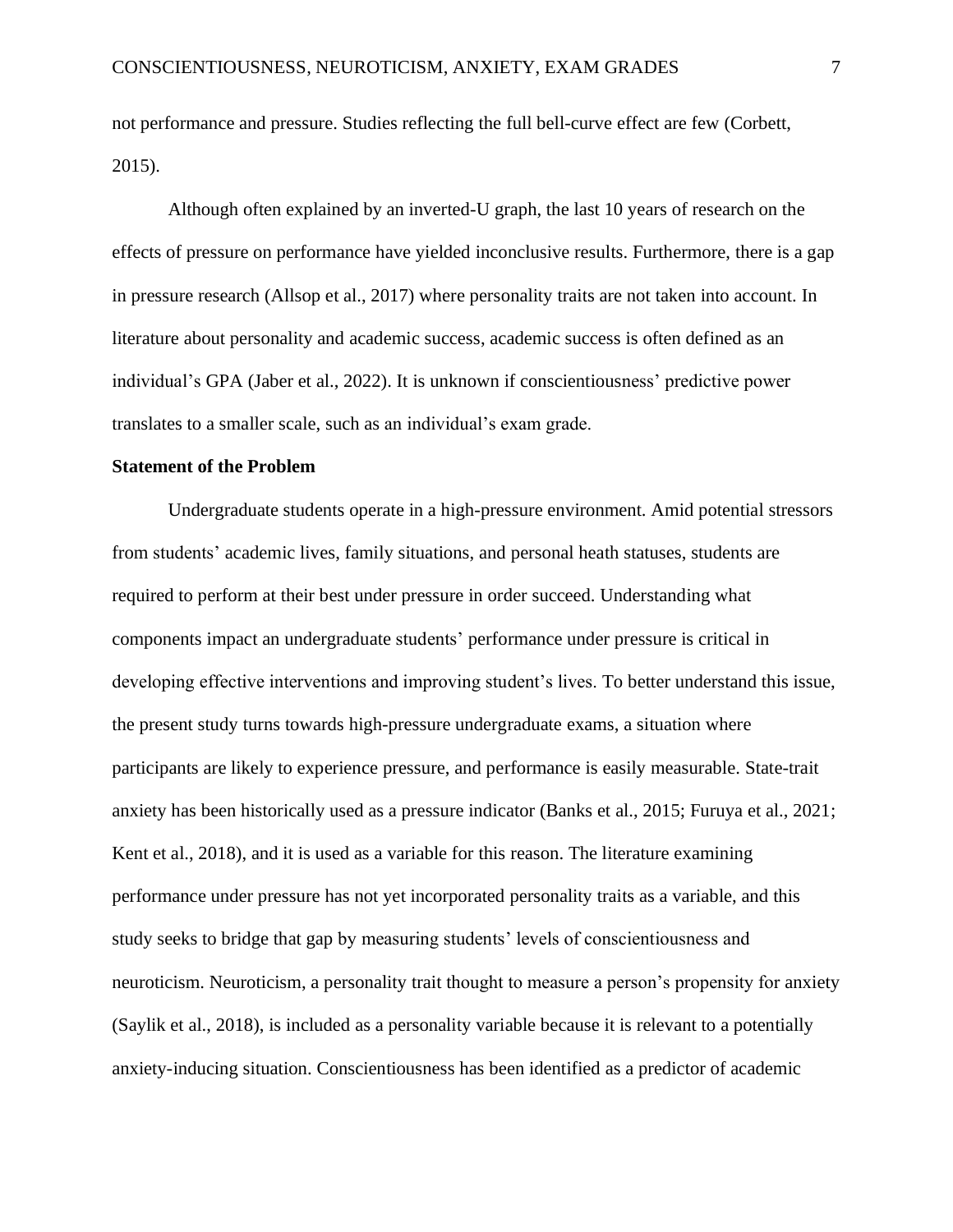not performance and pressure. Studies reflecting the full bell-curve effect are few (Corbett, 2015).

Although often explained by an inverted-U graph, the last 10 years of research on the effects of pressure on performance have yielded inconclusive results. Furthermore, there is a gap in pressure research (Allsop et al., 2017) where personality traits are not taken into account. In literature about personality and academic success, academic success is often defined as an individual's GPA (Jaber et al., 2022). It is unknown if conscientiousness' predictive power translates to a smaller scale, such as an individual's exam grade.

## Statement of the Problem

Undergraduate students operate in a high-pressure environment. Amid potential stressors from students' academic lives, family situations, and personal heath statuses, students are required to perform at their best under pressure in order succeed. Understanding what components impact an undergraduate students' performance under pressure is critical in developing effective interventions and improving student's lives. To better understand this issue, the present study turns towards high-pressure undergraduate exams, a situation where participants are likely to experience pressure, and performance is easily measurable. State-trait anxiety has been historically used as a pressure indicator (Banks et al., 2015; Furuya et al., 2021; Kent et al., 2018), and it is used as a variable for this reason. The literature examining performance under pressure has not yet incorporated personality traits as a variable, and this study seeks to bridge that gap by measuring students' levels of conscientiousness and neuroticism. Neuroticism, a personality trait thought to measure a person's propensity for anxiety (Saylik et al., 2018), is included as a personality variable because it is relevant to a potentially anxiety-inducing situation. Conscientiousness has been identified as a predictor of academic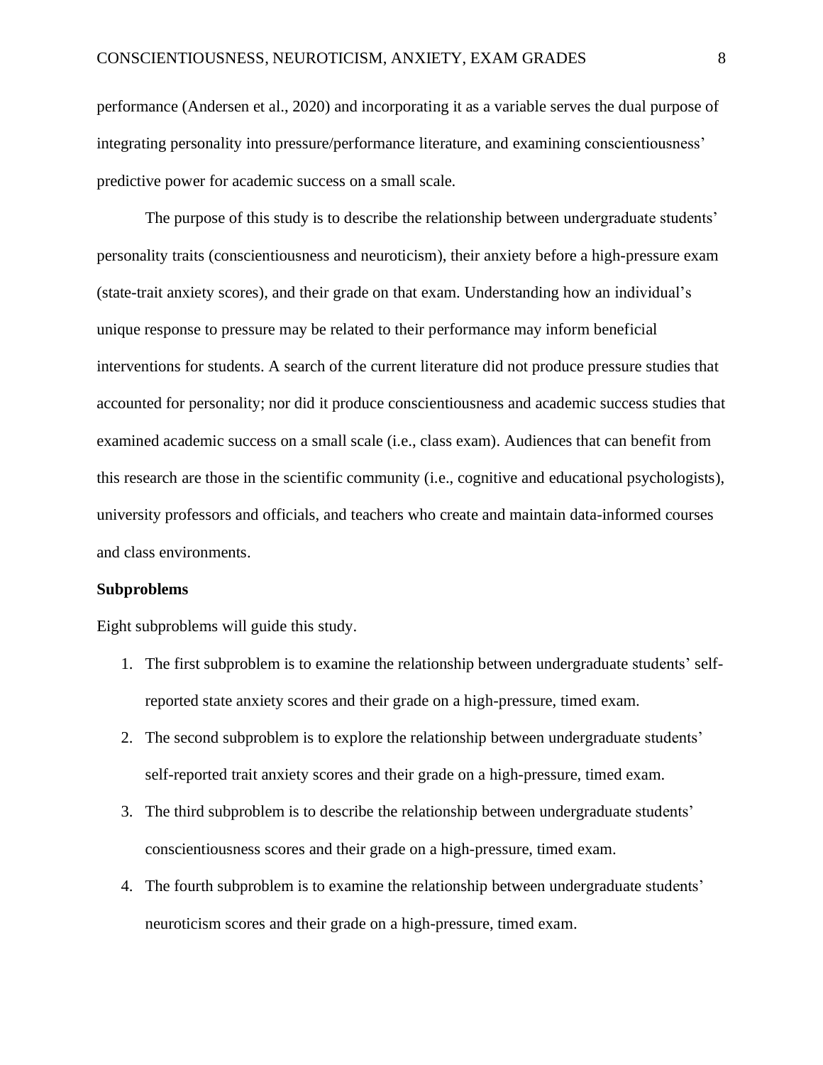performance (Andersen et al., 2020) and incorporating it as a variable serves the dual purpose of integrating personality into pressure/performance literature, and examining conscientiousness' predictive power for academic success on a small scale.

The purpose of this study is to describe the relationship between undergraduate students' personality traits (conscientiousness and neuroticism), their anxiety before a high-pressure exam (state-trait anxiety scores), and their grade on that exam. Understanding how an individual's unique response to pressure may be related to their performance may inform beneficial interventions for students. A search of the current literature did not produce pressure studies that accounted for personality; nor did it produce conscientiousness and academic success studies that examined academic success on a small scale (i.e., class exam). Audiences that can benefit from this research are those in the scientific community (i.e., cognitive and educational psychologists), university professors and officials, and teachers who create and maintain data-informed courses and class environments.

**Subproblems**

Eight subproblems will guide this study.

1. The first subproblem is to examine the relationship between undergraduate students' self-reported state anxiety scores and their grade on a high-pressure, timed exam.
2. The second subproblem is to explore the relationship between undergraduate students' self-reported trait anxiety scores and their grade on a high-pressure, timed exam.
3. The third subproblem is to describe the relationship between undergraduate students' conscientiousness scores and their grade on a high-pressure, timed exam.
4. The fourth subproblem is to examine the relationship between undergraduate students' neuroticism scores and their grade on a high-pressure, timed exam.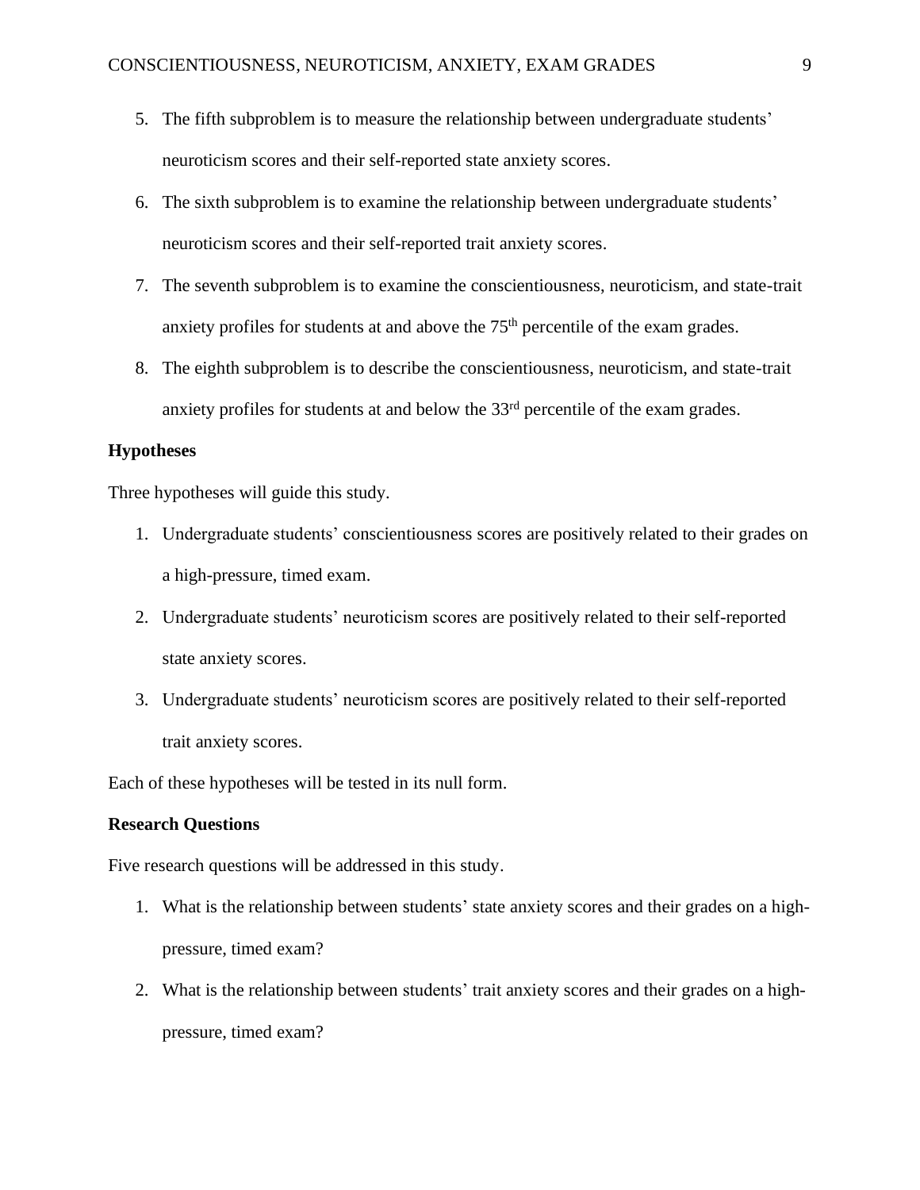5. The fifth subproblem is to measure the relationship between undergraduate students' neuroticism scores and their self-reported state anxiety scores.
6. The sixth subproblem is to examine the relationship between undergraduate students' neuroticism scores and their self-reported trait anxiety scores.
7. The seventh subproblem is to examine the conscientiousness, neuroticism, and state-trait anxiety profiles for students at and above the 75th percentile of the exam grades.
8. The eighth subproblem is to describe the conscientiousness, neuroticism, and state-trait anxiety profiles for students at and below the 33rd percentile of the exam grades.

**Hypotheses**

Three hypotheses will guide this study.

1. Undergraduate students' conscientiousness scores are positively related to their grades on a high-pressure, timed exam.
2. Undergraduate students' neuroticism scores are positively related to their self-reported state anxiety scores.
3. Undergraduate students' neuroticism scores are positively related to their self-reported trait anxiety scores.

Each of these hypotheses will be tested in its null form.

**Research Questions**

Five research questions will be addressed in this study.

1. What is the relationship between students' state anxiety scores and their grades on a high-pressure, timed exam?
2. What is the relationship between students' trait anxiety scores and their grades on a high-pressure, timed exam?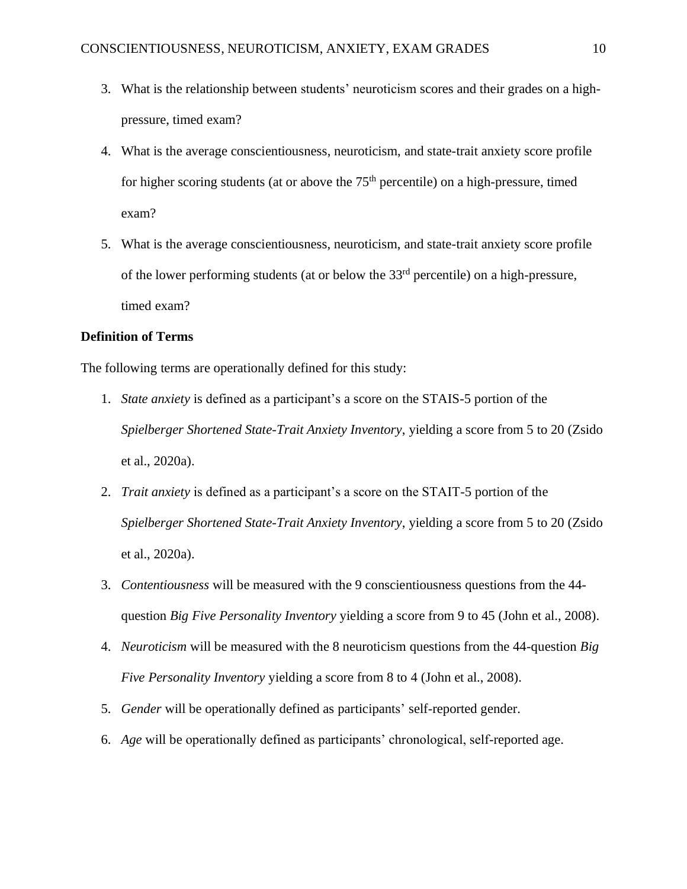3. What is the relationship between students' neuroticism scores and their grades on a high-pressure, timed exam?
4. What is the average conscientiousness, neuroticism, and state-trait anxiety score profile for higher scoring students (at or above the 75th percentile) on a high-pressure, timed exam?
5. What is the average conscientiousness, neuroticism, and state-trait anxiety score profile of the lower performing students (at or below the 33rd percentile) on a high-pressure, timed exam?

**Definition of Terms**

The following terms are operationally defined for this study:

1. *State anxiety* is defined as a participant's a score on the STAIS-5 portion of the *Spielberger Shortened State-Trait Anxiety Inventory*, yielding a score from 5 to 20 (Zsido et al., 2020a).
2. *Trait anxiety* is defined as a participant's a score on the STAIT-5 portion of the *Spielberger Shortened State-Trait Anxiety Inventory*, yielding a score from 5 to 20 (Zsido et al., 2020a).
3. *Contentiousness* will be measured with the 9 conscientiousness questions from the 44-question *Big Five Personality Inventory* yielding a score from 9 to 45 (John et al., 2008).
4. *Neuroticism* will be measured with the 8 neuroticism questions from the 44-question *Big Five Personality Inventory* yielding a score from 8 to 4 (John et al., 2008).
5. *Gender* will be operationally defined as participants' self-reported gender.
6. *Age* will be operationally defined as participants' chronological, self-reported age.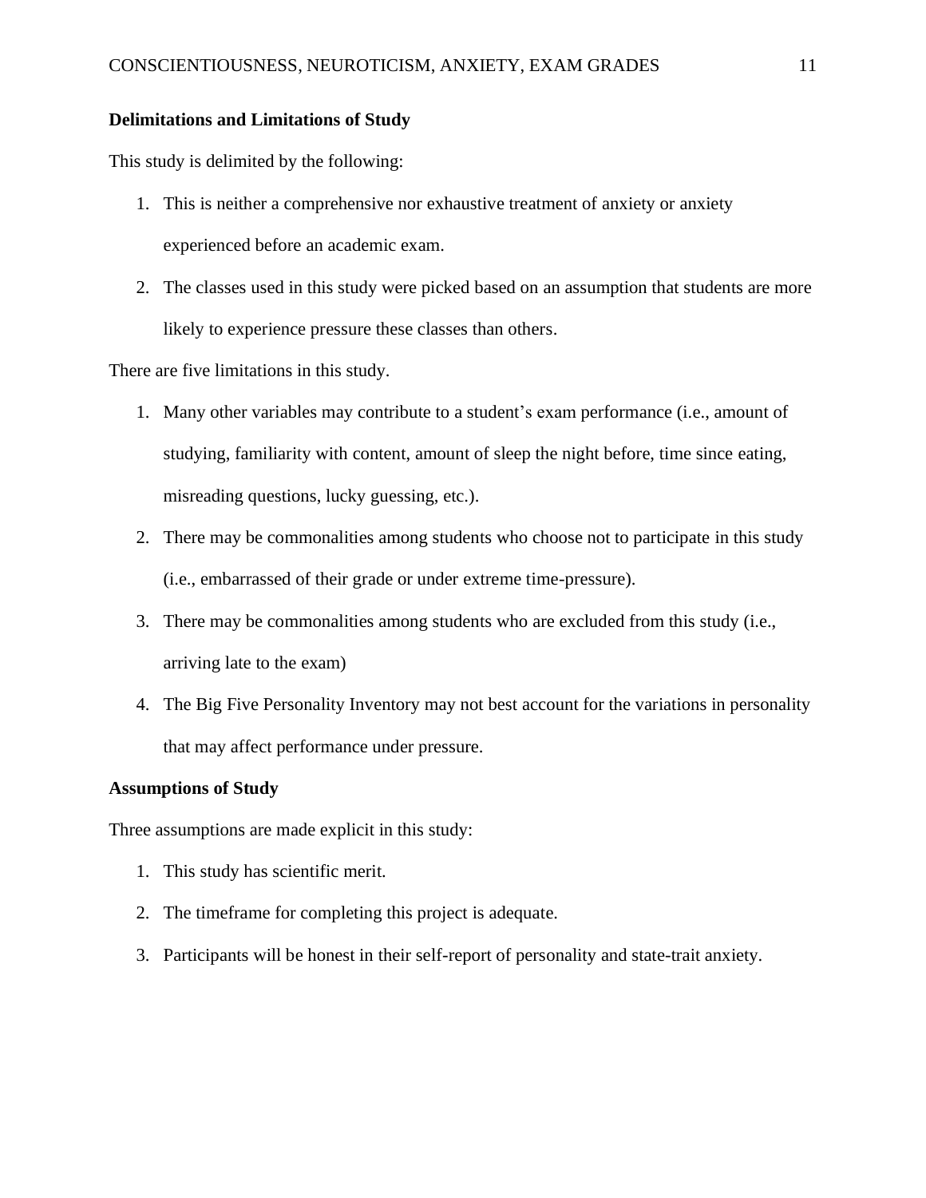**Delimitations and Limitations of Study**

This study is delimited by the following:

1. This is neither a comprehensive nor exhaustive treatment of anxiety or anxiety experienced before an academic exam.
2. The classes used in this study were picked based on an assumption that students are more likely to experience pressure these classes than others.

There are five limitations in this study.

1. Many other variables may contribute to a student's exam performance (i.e., amount of studying, familiarity with content, amount of sleep the night before, time since eating, misreading questions, lucky guessing, etc.).
2. There may be commonalities among students who choose not to participate in this study (i.e., embarrassed of their grade or under extreme time-pressure).
3. There may be commonalities among students who are excluded from this study (i.e., arriving late to the exam)
4. The Big Five Personality Inventory may not best account for the variations in personality that may affect performance under pressure.

**Assumptions of Study**

Three assumptions are made explicit in this study:

1. This study has scientific merit.
2. The timeframe for completing this project is adequate.
3. Participants will be honest in their self-report of personality and state-trait anxiety.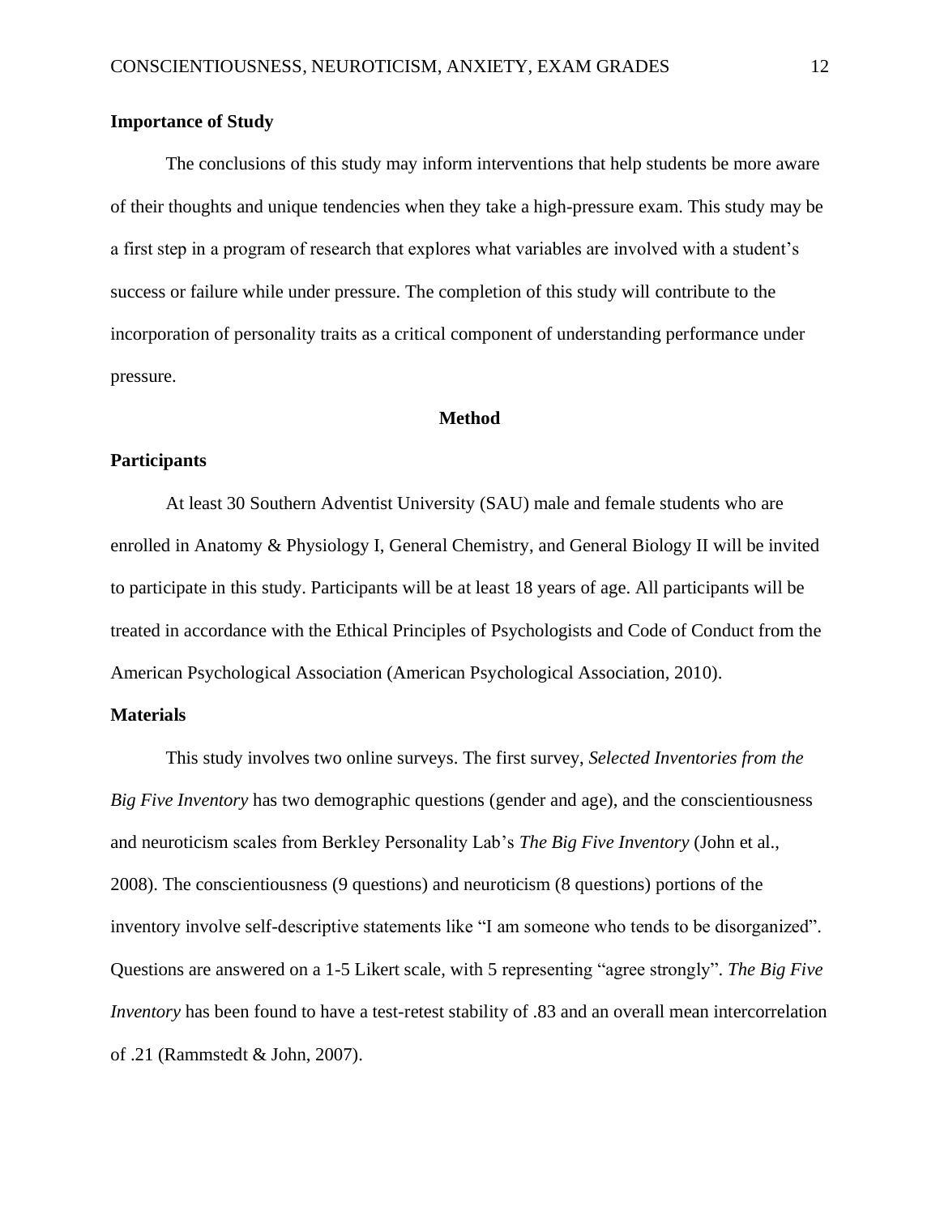**Importance of Study**

The conclusions of this study may inform interventions that help students be more aware of their thoughts and unique tendencies when they take a high-pressure exam. This study may be a first step in a program of research that explores what variables are involved with a student's success or failure while under pressure. The completion of this study will contribute to the incorporation of personality traits as a critical component of understanding performance under pressure.

## Method

**Participants**

At least 30 Southern Adventist University (SAU) male and female students who are enrolled in Anatomy & Physiology I, General Chemistry, and General Biology II will be invited to participate in this study. Participants will be at least 18 years of age. All participants will be treated in accordance with the Ethical Principles of Psychologists and Code of Conduct from the American Psychological Association (American Psychological Association, 2010).

**Materials**

This study involves two online surveys. The first survey, *Selected Inventories from the Big Five Inventory* has two demographic questions (gender and age), and the conscientiousness and neuroticism scales from Berkley Personality Lab's *The Big Five Inventory* (John et al., 2008). The conscientiousness (9 questions) and neuroticism (8 questions) portions of the inventory involve self-descriptive statements like "I am someone who tends to be disorganized". Questions are answered on a 1-5 Likert scale, with 5 representing "agree strongly". *The Big Five Inventory* has been found to have a test-retest stability of .83 and an overall mean intercorrelation of .21 (Rammstedt & John, 2007).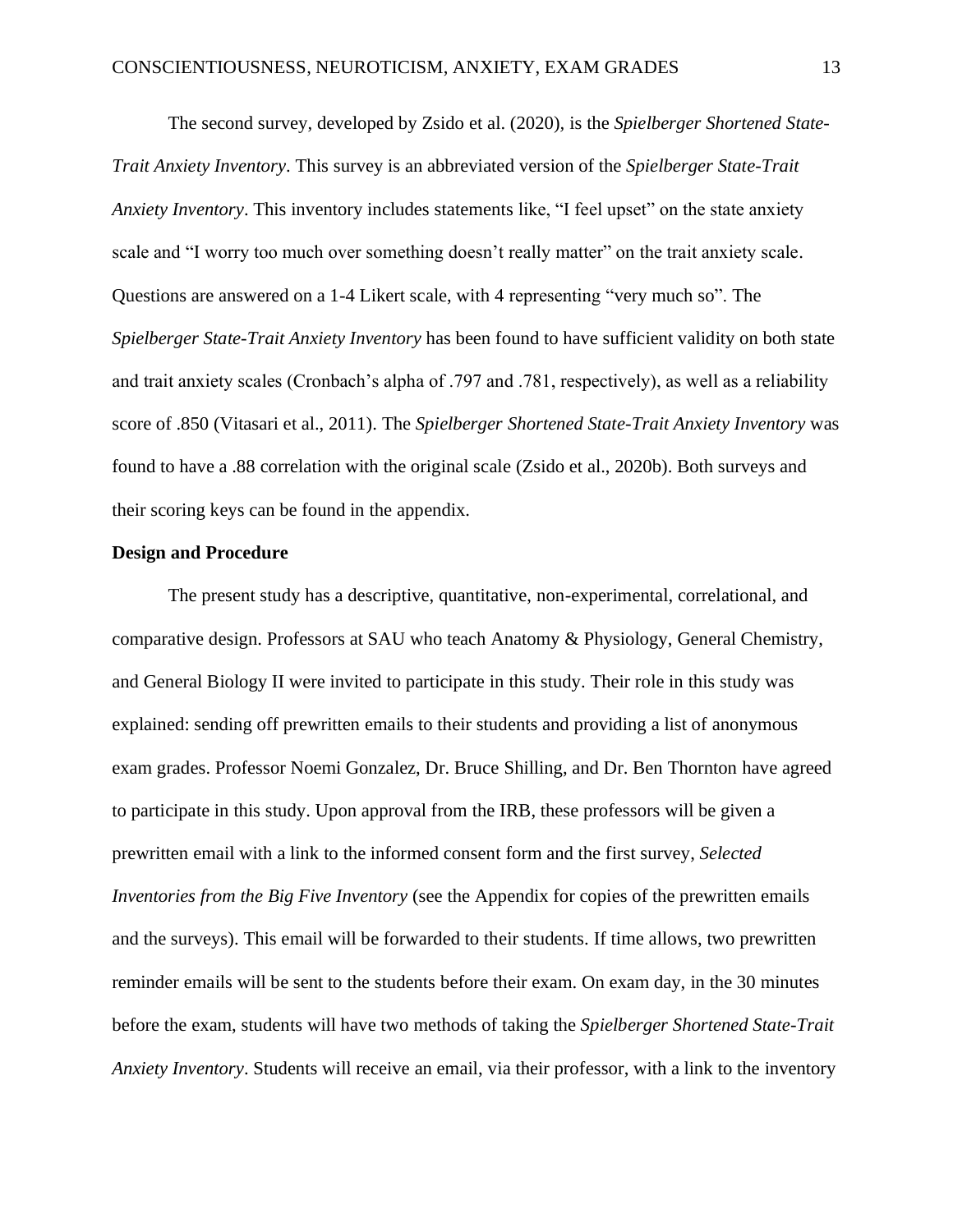The second survey, developed by Zsido et al. (2020), is the *Spielberger Shortened State-Trait Anxiety Inventory*. This survey is an abbreviated version of the *Spielberger State-Trait Anxiety Inventory*. This inventory includes statements like, "I feel upset" on the state anxiety scale and "I worry too much over something doesn't really matter" on the trait anxiety scale. Questions are answered on a 1-4 Likert scale, with 4 representing "very much so". The *Spielberger State-Trait Anxiety Inventory* has been found to have sufficient validity on both state and trait anxiety scales (Cronbach's alpha of .797 and .781, respectively), as well as a reliability score of .850 (Vitasari et al., 2011). The *Spielberger Shortened State-Trait Anxiety Inventory* was found to have a .88 correlation with the original scale (Zsido et al., 2020b). Both surveys and their scoring keys can be found in the appendix.

**Design and Procedure**

The present study has a descriptive, quantitative, non-experimental, correlational, and comparative design. Professors at SAU who teach Anatomy & Physiology, General Chemistry, and General Biology II were invited to participate in this study. Their role in this study was explained: sending off prewritten emails to their students and providing a list of anonymous exam grades. Professor Noemi Gonzalez, Dr. Bruce Shilling, and Dr. Ben Thornton have agreed to participate in this study. Upon approval from the IRB, these professors will be given a prewritten email with a link to the informed consent form and the first survey, *Selected Inventories from the Big Five Inventory* (see the Appendix for copies of the prewritten emails and the surveys). This email will be forwarded to their students. If time allows, two prewritten reminder emails will be sent to the students before their exam. On exam day, in the 30 minutes before the exam, students will have two methods of taking the *Spielberger Shortened State-Trait Anxiety Inventory*. Students will receive an email, via their professor, with a link to the inventory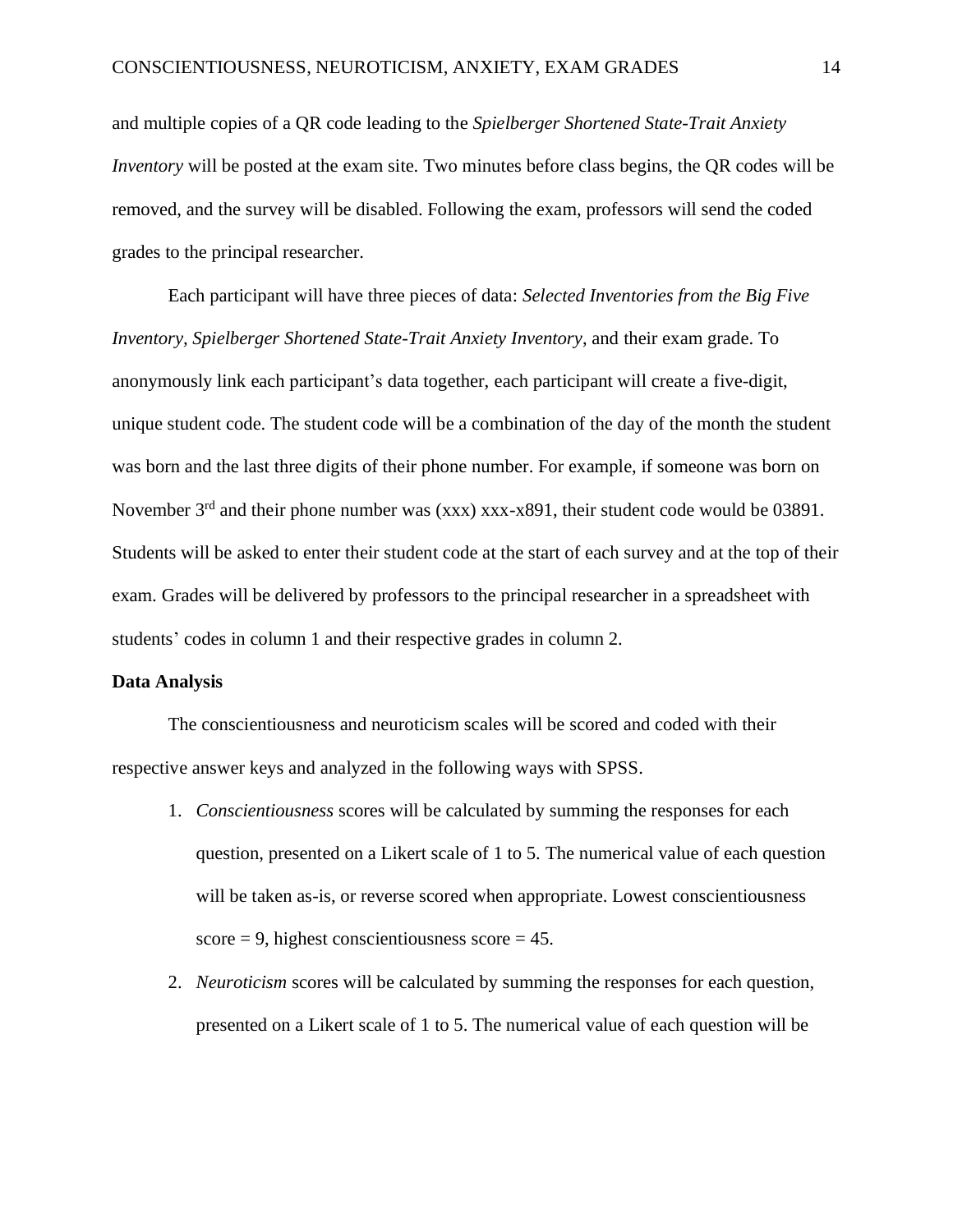and multiple copies of a QR code leading to the *Spielberger Shortened State-Trait Anxiety Inventory* will be posted at the exam site. Two minutes before class begins, the QR codes will be removed, and the survey will be disabled. Following the exam, professors will send the coded grades to the principal researcher.

Each participant will have three pieces of data: *Selected Inventories from the Big Five Inventory*, *Spielberger Shortened State-Trait Anxiety Inventory*, and their exam grade. To anonymously link each participant's data together, each participant will create a five-digit, unique student code. The student code will be a combination of the day of the month the student was born and the last three digits of their phone number. For example, if someone was born on November 3rd and their phone number was (xxx) xxx-x891, their student code would be 03891. Students will be asked to enter their student code at the start of each survey and at the top of their exam. Grades will be delivered by professors to the principal researcher in a spreadsheet with students' codes in column 1 and their respective grades in column 2.

**Data Analysis**

The conscientiousness and neuroticism scales will be scored and coded with their respective answer keys and analyzed in the following ways with SPSS.

1. *Conscientiousness* scores will be calculated by summing the responses for each question, presented on a Likert scale of 1 to 5. The numerical value of each question will be taken as-is, or reverse scored when appropriate. Lowest conscientiousness score = 9, highest conscientiousness score = 45.
2. *Neuroticism* scores will be calculated by summing the responses for each question, presented on a Likert scale of 1 to 5. The numerical value of each question will be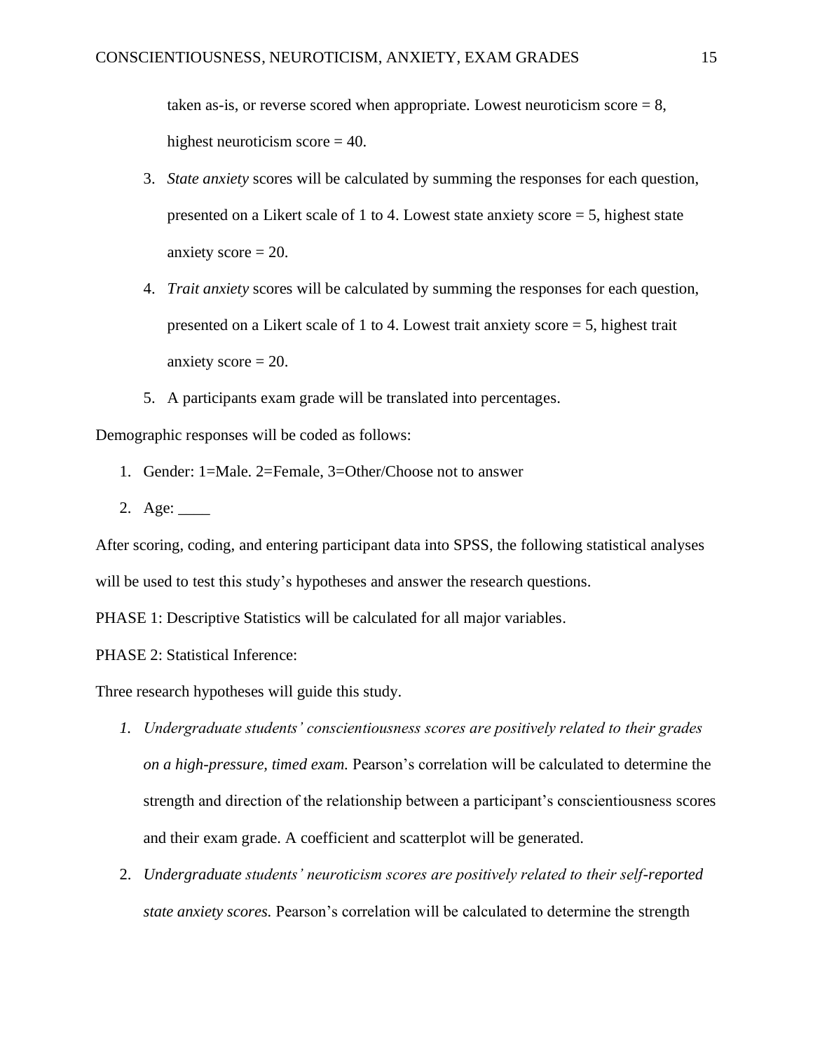taken as-is, or reverse scored when appropriate. Lowest neuroticism score = 8, highest neuroticism score = 40.

3. *State anxiety* scores will be calculated by summing the responses for each question, presented on a Likert scale of 1 to 4. Lowest state anxiety score = 5, highest state anxiety score = 20.
4. *Trait anxiety* scores will be calculated by summing the responses for each question, presented on a Likert scale of 1 to 4. Lowest trait anxiety score = 5, highest trait anxiety score = 20.
5. A participants exam grade will be translated into percentages.

Demographic responses will be coded as follows:

1. Gender: 1=Male. 2=Female, 3=Other/Choose not to answer
2. Age: ____

After scoring, coding, and entering participant data into SPSS, the following statistical analyses will be used to test this study's hypotheses and answer the research questions.

PHASE 1: Descriptive Statistics will be calculated for all major variables.

PHASE 2: Statistical Inference:

Three research hypotheses will guide this study.

1. *Undergraduate students' conscientiousness scores are positively related to their grades on a high-pressure, timed exam.* Pearson's correlation will be calculated to determine the strength and direction of the relationship between a participant's conscientiousness scores and their exam grade. A coefficient and scatterplot will be generated.
2. *Undergraduate students' neuroticism scores are positively related to their self-reported state anxiety scores.* Pearson's correlation will be calculated to determine the strength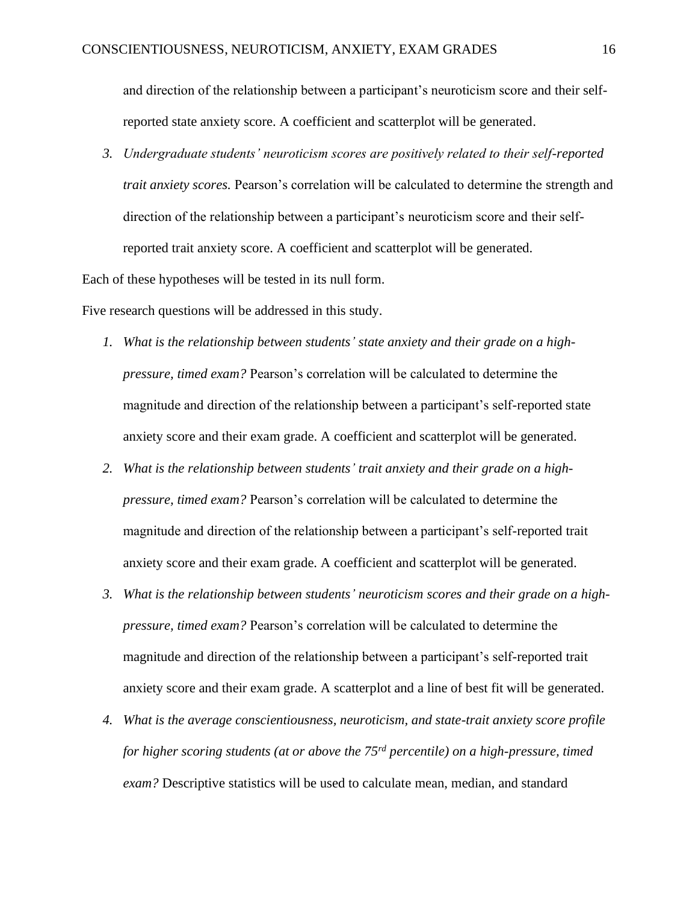and direction of the relationship between a participant's neuroticism score and their self-reported state anxiety score. A coefficient and scatterplot will be generated.

3. *Undergraduate students' neuroticism scores are positively related to their self-reported trait anxiety scores.* Pearson's correlation will be calculated to determine the strength and direction of the relationship between a participant's neuroticism score and their self-reported trait anxiety score. A coefficient and scatterplot will be generated.

Each of these hypotheses will be tested in its null form.

Five research questions will be addressed in this study.

1. *What is the relationship between students' state anxiety and their grade on a high-pressure, timed exam?* Pearson's correlation will be calculated to determine the magnitude and direction of the relationship between a participant's self-reported state anxiety score and their exam grade. A coefficient and scatterplot will be generated.
2. *What is the relationship between students' trait anxiety and their grade on a high-pressure, timed exam?* Pearson's correlation will be calculated to determine the magnitude and direction of the relationship between a participant's self-reported trait anxiety score and their exam grade. A coefficient and scatterplot will be generated.
3. *What is the relationship between students' neuroticism scores and their grade on a high-pressure, timed exam?* Pearson's correlation will be calculated to determine the magnitude and direction of the relationship between a participant's self-reported trait anxiety score and their exam grade. A scatterplot and a line of best fit will be generated.
4. *What is the average conscientiousness, neuroticism, and state-trait anxiety score profile for higher scoring students (at or above the 75rd percentile) on a high-pressure, timed exam?* Descriptive statistics will be used to calculate mean, median, and standard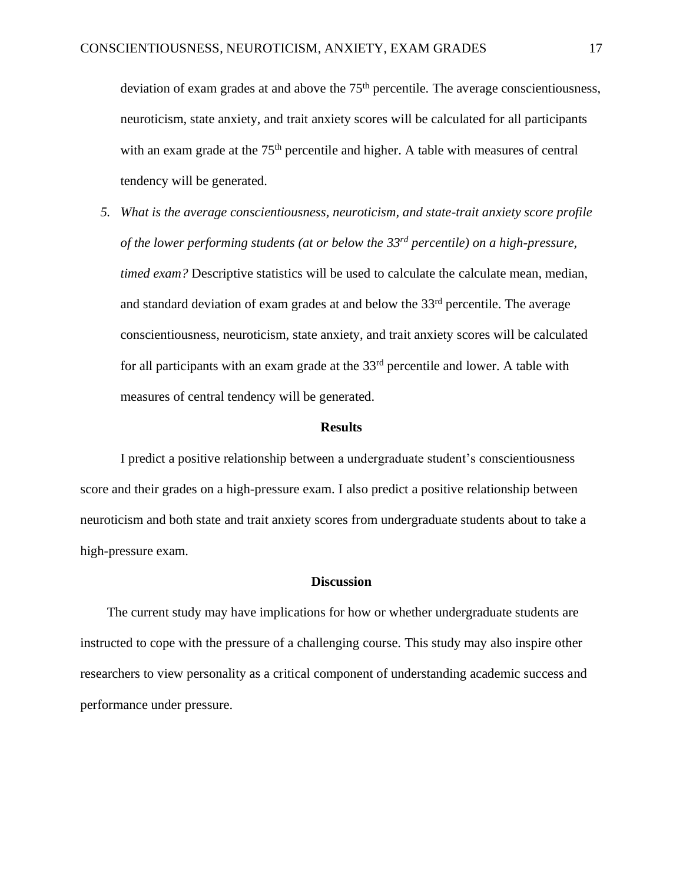deviation of exam grades at and above the 75th percentile. The average conscientiousness, neuroticism, state anxiety, and trait anxiety scores will be calculated for all participants with an exam grade at the 75th percentile and higher. A table with measures of central tendency will be generated.

5. *What is the average conscientiousness, neuroticism, and state-trait anxiety score profile of the lower performing students (at or below the 33rd percentile) on a high-pressure, timed exam?* Descriptive statistics will be used to calculate the calculate mean, median, and standard deviation of exam grades at and below the 33rd percentile. The average conscientiousness, neuroticism, state anxiety, and trait anxiety scores will be calculated for all participants with an exam grade at the 33rd percentile and lower. A table with measures of central tendency will be generated.

## Results

I predict a positive relationship between a undergraduate student's conscientiousness score and their grades on a high-pressure exam. I also predict a positive relationship between neuroticism and both state and trait anxiety scores from undergraduate students about to take a high-pressure exam.

## Discussion

The current study may have implications for how or whether undergraduate students are instructed to cope with the pressure of a challenging course. This study may also inspire other researchers to view personality as a critical component of understanding academic success and performance under pressure.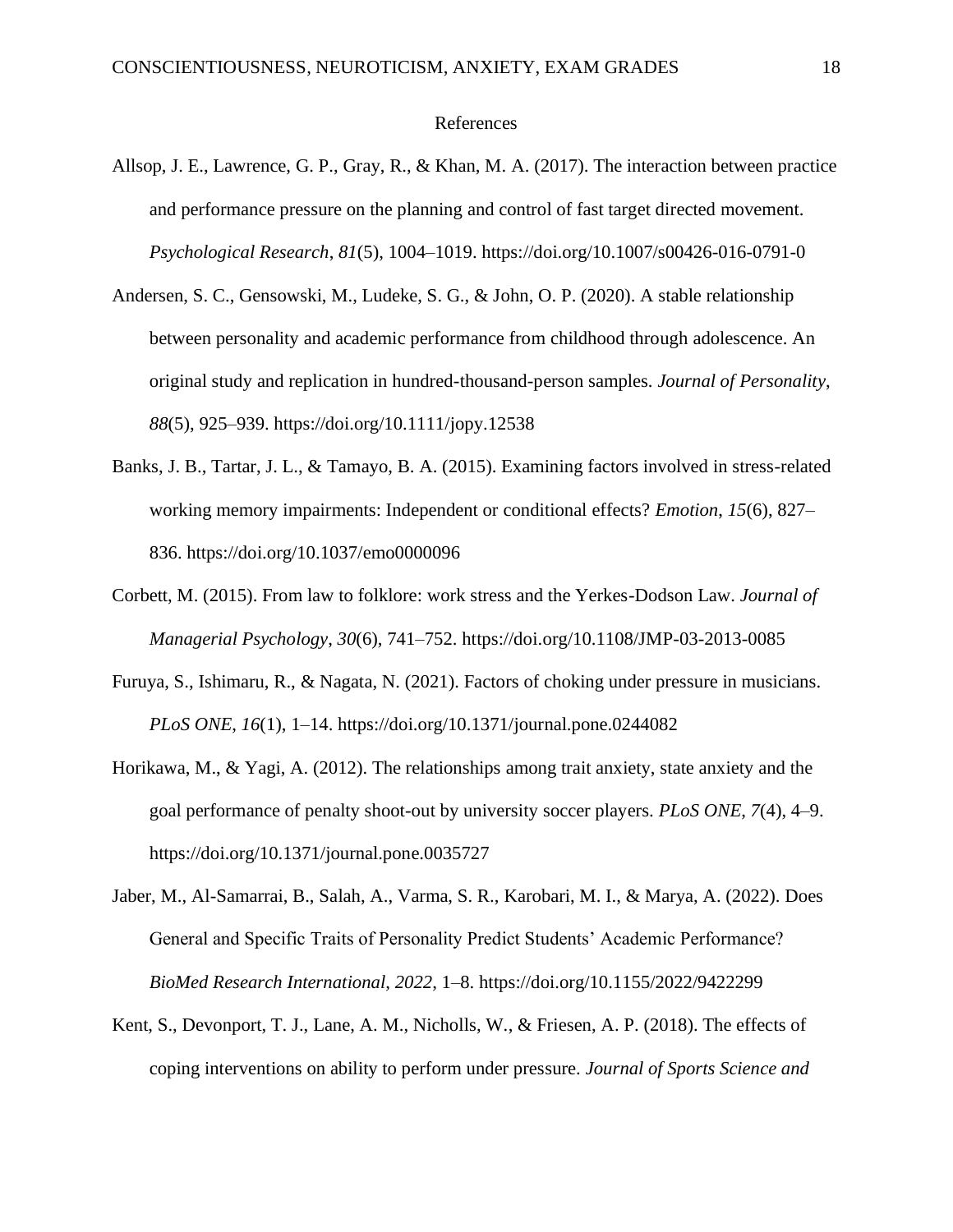# References

Allsop, J. E., Lawrence, G. P., Gray, R., & Khan, M. A. (2017). The interaction between practice and performance pressure on the planning and control of fast target directed movement. *Psychological Research*, *81*(5), 1004–1019. https://doi.org/10.1007/s00426-016-0791-0

Andersen, S. C., Gensowski, M., Ludeke, S. G., & John, O. P. (2020). A stable relationship between personality and academic performance from childhood through adolescence. An original study and replication in hundred-thousand-person samples. *Journal of Personality*, *88*(5), 925–939. https://doi.org/10.1111/jopy.12538

Banks, J. B., Tartar, J. L., & Tamayo, B. A. (2015). Examining factors involved in stress-related working memory impairments: Independent or conditional effects? *Emotion*, *15*(6), 827–836. https://doi.org/10.1037/emo0000096

Corbett, M. (2015). From law to folklore: work stress and the Yerkes-Dodson Law. *Journal of Managerial Psychology*, *30*(6), 741–752. https://doi.org/10.1108/JMP-03-2013-0085

Furuya, S., Ishimaru, R., & Nagata, N. (2021). Factors of choking under pressure in musicians. *PLoS ONE*, *16*(1), 1–14. https://doi.org/10.1371/journal.pone.0244082

Horikawa, M., & Yagi, A. (2012). The relationships among trait anxiety, state anxiety and the goal performance of penalty shoot-out by university soccer players. *PLoS ONE*, *7*(4), 4–9. https://doi.org/10.1371/journal.pone.0035727

Jaber, M., Al-Samarrai, B., Salah, A., Varma, S. R., Karobari, M. I., & Marya, A. (2022). Does General and Specific Traits of Personality Predict Students' Academic Performance? *BioMed Research International*, *2022*, 1–8. https://doi.org/10.1155/2022/9422299

Kent, S., Devonport, T. J., Lane, A. M., Nicholls, W., & Friesen, A. P. (2018). The effects of coping interventions on ability to perform under pressure. *Journal of Sports Science and*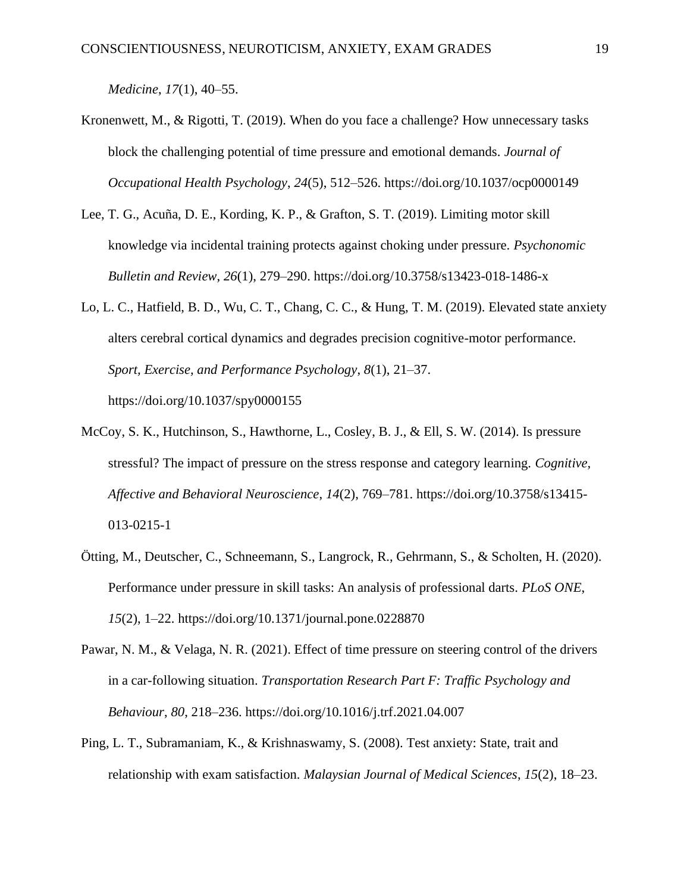*Medicine*, *17*(1), 40–55.

Kronenwett, M., & Rigotti, T. (2019). When do you face a challenge? How unnecessary tasks block the challenging potential of time pressure and emotional demands. *Journal of Occupational Health Psychology*, *24*(5), 512–526. https://doi.org/10.1037/ocp0000149

Lee, T. G., Acuña, D. E., Kording, K. P., & Grafton, S. T. (2019). Limiting motor skill knowledge via incidental training protects against choking under pressure. *Psychonomic Bulletin and Review*, *26*(1), 279–290. https://doi.org/10.3758/s13423-018-1486-x

Lo, L. C., Hatfield, B. D., Wu, C. T., Chang, C. C., & Hung, T. M. (2019). Elevated state anxiety alters cerebral cortical dynamics and degrades precision cognitive-motor performance. *Sport, Exercise, and Performance Psychology*, *8*(1), 21–37. https://doi.org/10.1037/spy0000155

McCoy, S. K., Hutchinson, S., Hawthorne, L., Cosley, B. J., & Ell, S. W. (2014). Is pressure stressful? The impact of pressure on the stress response and category learning. *Cognitive, Affective and Behavioral Neuroscience*, *14*(2), 769–781. https://doi.org/10.3758/s13415-013-0215-1

Ötting, M., Deutscher, C., Schneemann, S., Langrock, R., Gehrmann, S., & Scholten, H. (2020). Performance under pressure in skill tasks: An analysis of professional darts. *PLoS ONE*, *15*(2), 1–22. https://doi.org/10.1371/journal.pone.0228870

Pawar, N. M., & Velaga, N. R. (2021). Effect of time pressure on steering control of the drivers in a car-following situation. *Transportation Research Part F: Traffic Psychology and Behaviour*, *80*, 218–236. https://doi.org/10.1016/j.trf.2021.04.007

Ping, L. T., Subramaniam, K., & Krishnaswamy, S. (2008). Test anxiety: State, trait and relationship with exam satisfaction. *Malaysian Journal of Medical Sciences*, *15*(2), 18–23.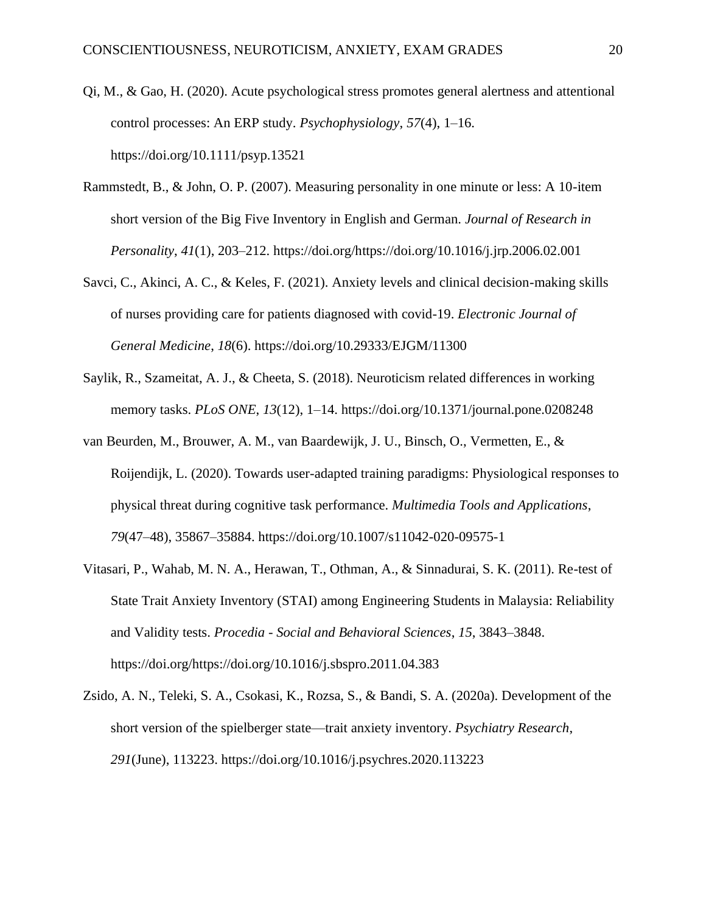Qi, M., & Gao, H. (2020). Acute psychological stress promotes general alertness and attentional control processes: An ERP study. *Psychophysiology*, *57*(4), 1–16. https://doi.org/10.1111/psyp.13521

Rammstedt, B., & John, O. P. (2007). Measuring personality in one minute or less: A 10-item short version of the Big Five Inventory in English and German. *Journal of Research in Personality*, *41*(1), 203–212. https://doi.org/https://doi.org/10.1016/j.jrp.2006.02.001

Savci, C., Akinci, A. C., & Keles, F. (2021). Anxiety levels and clinical decision-making skills of nurses providing care for patients diagnosed with covid-19. *Electronic Journal of General Medicine*, *18*(6). https://doi.org/10.29333/EJGM/11300

Saylik, R., Szameitat, A. J., & Cheeta, S. (2018). Neuroticism related differences in working memory tasks. *PLoS ONE*, *13*(12), 1–14. https://doi.org/10.1371/journal.pone.0208248

van Beurden, M., Brouwer, A. M., van Baardewijk, J. U., Binsch, O., Vermetten, E., & Roijendijk, L. (2020). Towards user-adapted training paradigms: Physiological responses to physical threat during cognitive task performance. *Multimedia Tools and Applications*, *79*(47–48), 35867–35884. https://doi.org/10.1007/s11042-020-09575-1

Vitasari, P., Wahab, M. N. A., Herawan, T., Othman, A., & Sinnadurai, S. K. (2011). Re-test of State Trait Anxiety Inventory (STAI) among Engineering Students in Malaysia: Reliability and Validity tests. *Procedia - Social and Behavioral Sciences*, *15*, 3843–3848. https://doi.org/https://doi.org/10.1016/j.sbspro.2011.04.383

Zsido, A. N., Teleki, S. A., Csokasi, K., Rozsa, S., & Bandi, S. A. (2020a). Development of the short version of the spielberger state—trait anxiety inventory. *Psychiatry Research*, *291*(June), 113223. https://doi.org/10.1016/j.psychres.2020.113223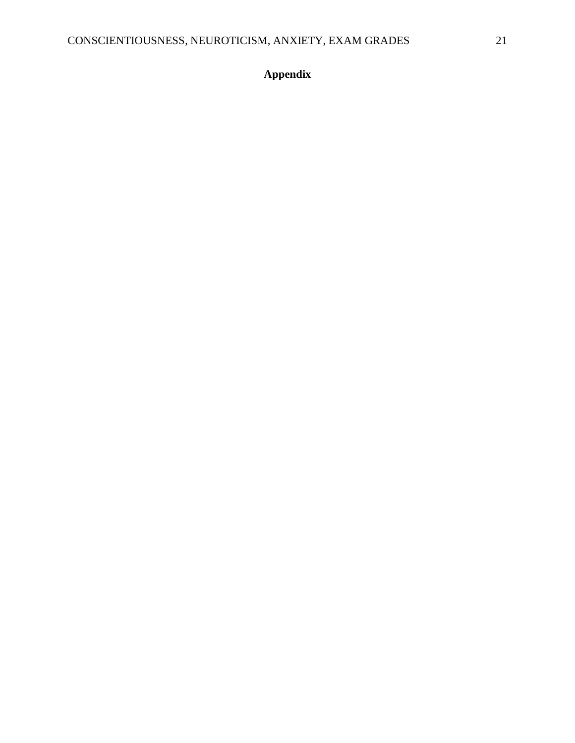# Appendix